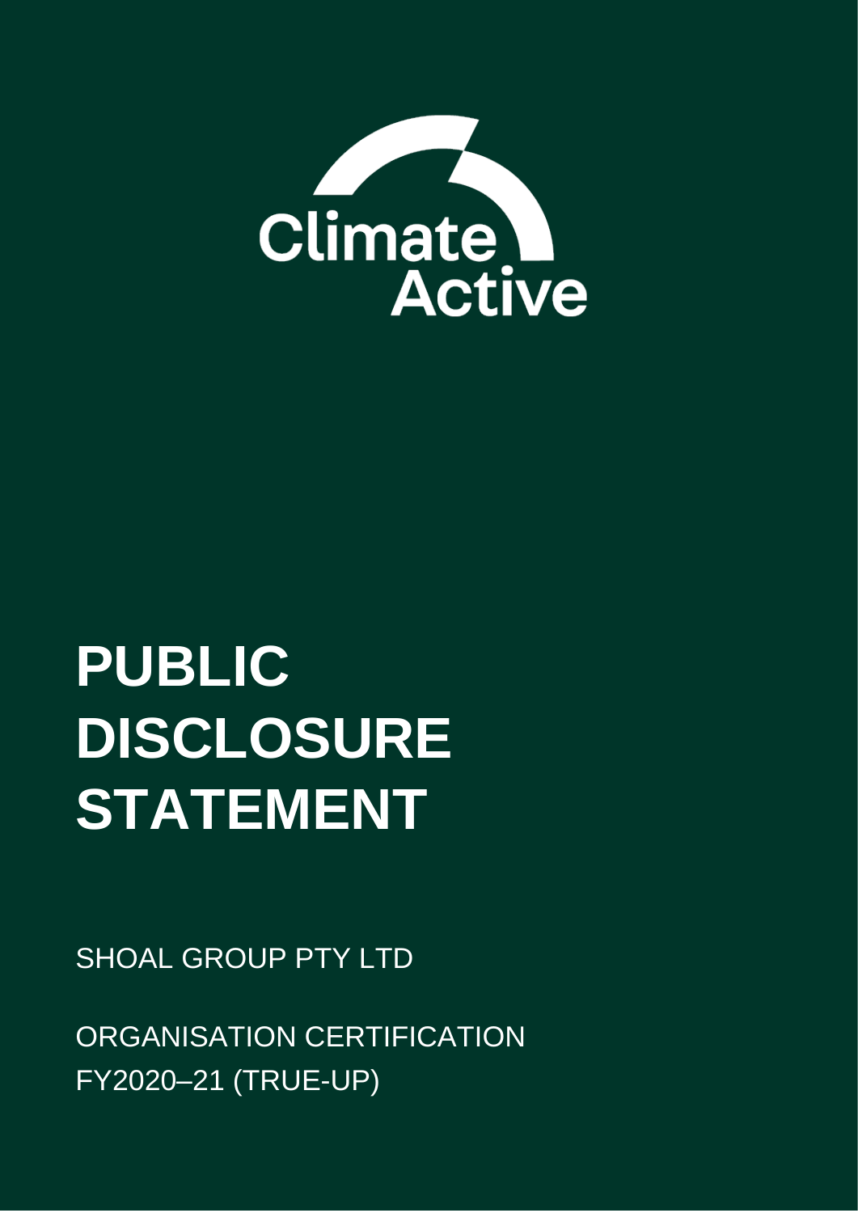Climate Active

# PUBLIC DISCLOSURE STATEMENT

SHOAL GROUP PTY LTD

ORGANISATION CERTIFICATION
FY2020–21 (TRUE-UP)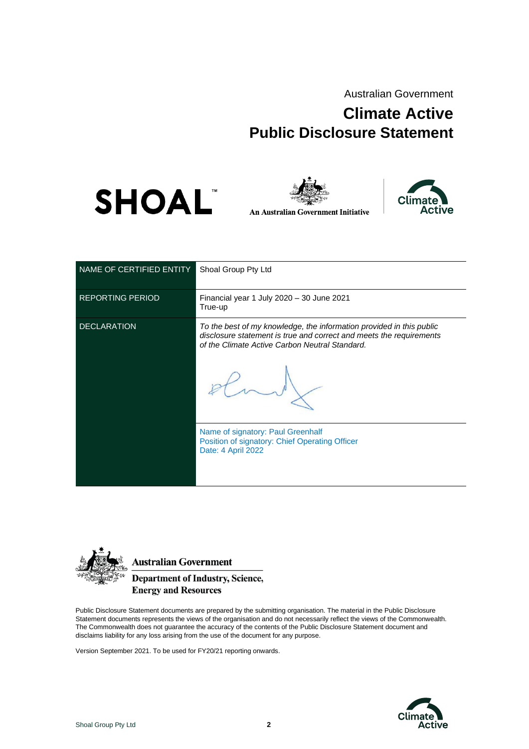Australian Government

# Climate Active
# Public Disclosure Statement

An Australian Government Initiative

| NAME OF CERTIFIED ENTITY | Shoal Group Pty Ltd |
|---|---|
| REPORTING PERIOD | Financial year 1 July 2020 – 30 June 2021<br>True-up |
| DECLARATION | *To the best of my knowledge, the information provided in this public disclosure statement is true and correct and meets the requirements of the Climate Active Carbon Neutral Standard.*<br><br>Name of signatory: Paul Greenhalf<br>Position of signatory: Chief Operating Officer<br>Date: 4 April 2022 |

**Australian Government**
**Department of Industry, Science, Energy and Resources**

Public Disclosure Statement documents are prepared by the submitting organisation. The material in the Public Disclosure Statement documents represents the views of the organisation and do not necessarily reflect the views of the Commonwealth. The Commonwealth does not guarantee the accuracy of the contents of the Public Disclosure Statement document and disclaims liability for any loss arising from the use of the document for any purpose.

Version September 2021. To be used for FY20/21 reporting onwards.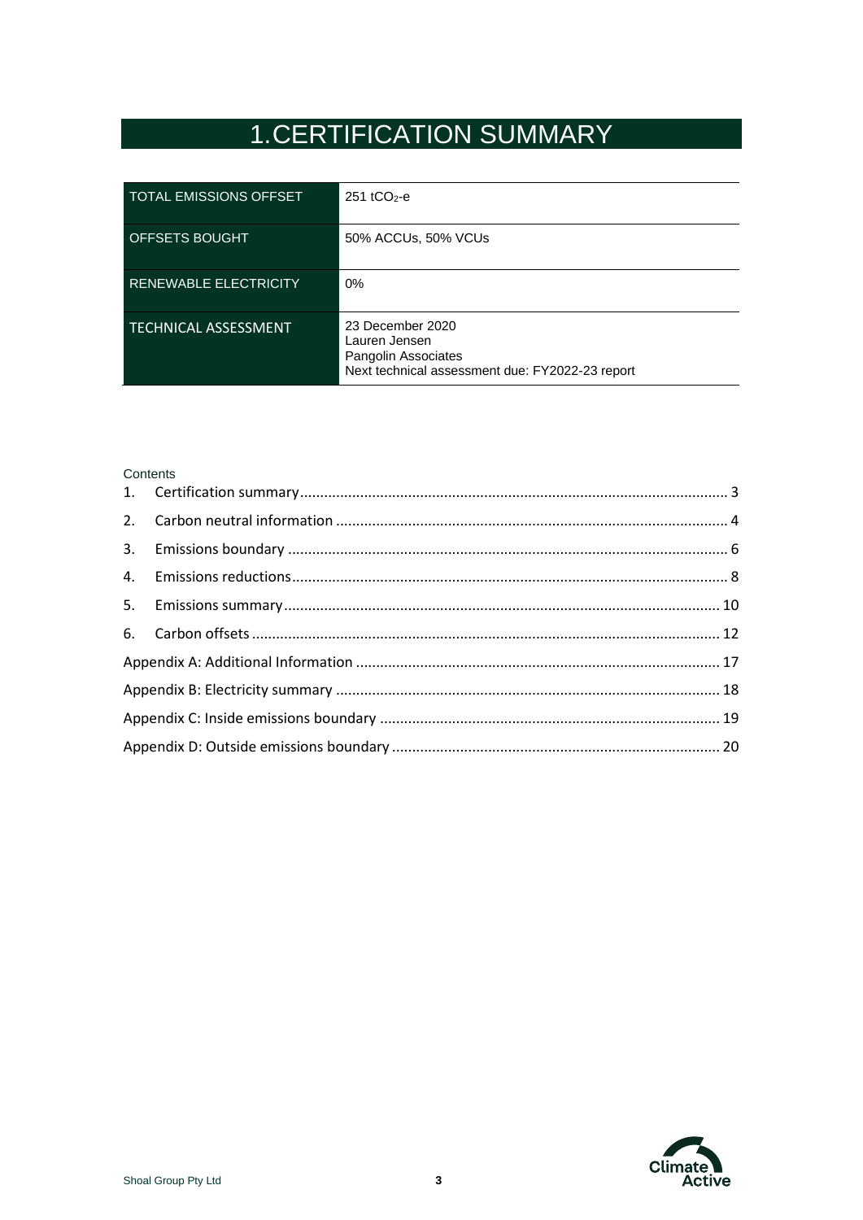# 1. CERTIFICATION SUMMARY

| TOTAL EMISSIONS OFFSET | 251 $tCO_2$-e |
|---|---|
| OFFSETS BOUGHT | 50% ACCUs, 50% VCUs |
| RENEWABLE ELECTRICITY | 0% |
| TECHNICAL ASSESSMENT | 23 December 2020<br>Lauren Jensen<br>Pangolin Associates<br>Next technical assessment due: FY2022-23 report |

Contents

1. Certification summary .......... 3
2. Carbon neutral information .......... 4
3. Emissions boundary .......... 6
4. Emissions reductions .......... 8
5. Emissions summary .......... 10
6. Carbon offsets .......... 12

Appendix A: Additional Information .......... 17

Appendix B: Electricity summary .......... 18

Appendix C: Inside emissions boundary .......... 19

Appendix D: Outside emissions boundary .......... 20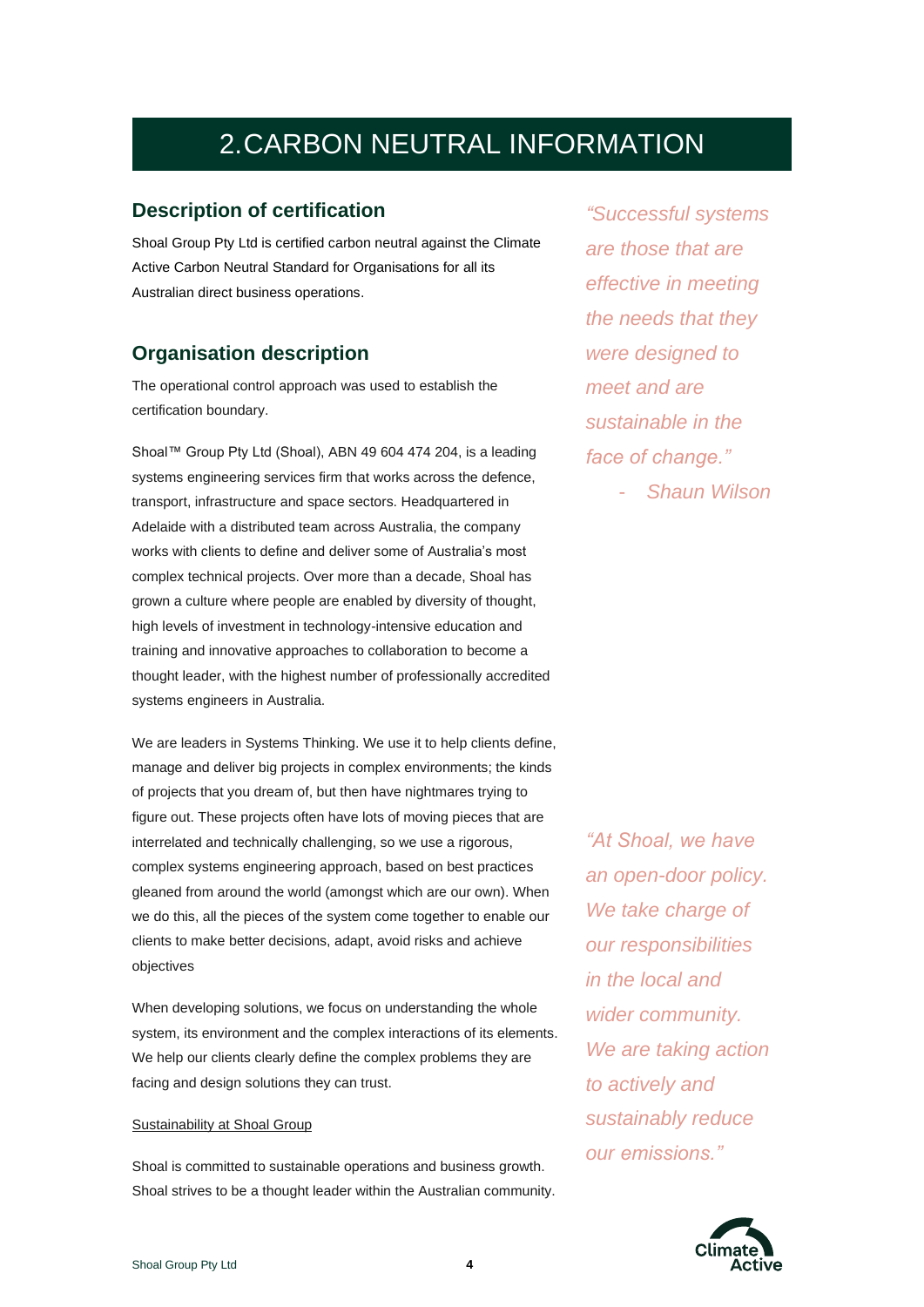# 2. CARBON NEUTRAL INFORMATION

## Description of certification

Shoal Group Pty Ltd is certified carbon neutral against the Climate Active Carbon Neutral Standard for Organisations for all its Australian direct business operations.

## Organisation description

The operational control approach was used to establish the certification boundary.

Shoal™ Group Pty Ltd (Shoal), ABN 49 604 474 204, is a leading systems engineering services firm that works across the defence, transport, infrastructure and space sectors. Headquartered in Adelaide with a distributed team across Australia, the company works with clients to define and deliver some of Australia's most complex technical projects. Over more than a decade, Shoal has grown a culture where people are enabled by diversity of thought, high levels of investment in technology-intensive education and training and innovative approaches to collaboration to become a thought leader, with the highest number of professionally accredited systems engineers in Australia.

We are leaders in Systems Thinking. We use it to help clients define, manage and deliver big projects in complex environments; the kinds of projects that you dream of, but then have nightmares trying to figure out. These projects often have lots of moving pieces that are interrelated and technically challenging, so we use a rigorous, complex systems engineering approach, based on best practices gleaned from around the world (amongst which are our own). When we do this, all the pieces of the system come together to enable our clients to make better decisions, adapt, avoid risks and achieve objectives

When developing solutions, we focus on understanding the whole system, its environment and the complex interactions of its elements. We help our clients clearly define the complex problems they are facing and design solutions they can trust.

Sustainability at Shoal Group

Shoal is committed to sustainable operations and business growth. Shoal strives to be a thought leader within the Australian community.

*"Successful systems are those that are effective in meeting the needs that they were designed to meet and are sustainable in the face of change."*

*- Shaun Wilson*

*"At Shoal, we have an open-door policy. We take charge of our responsibilities in the local and wider community. We are taking action to actively and sustainably reduce our emissions."*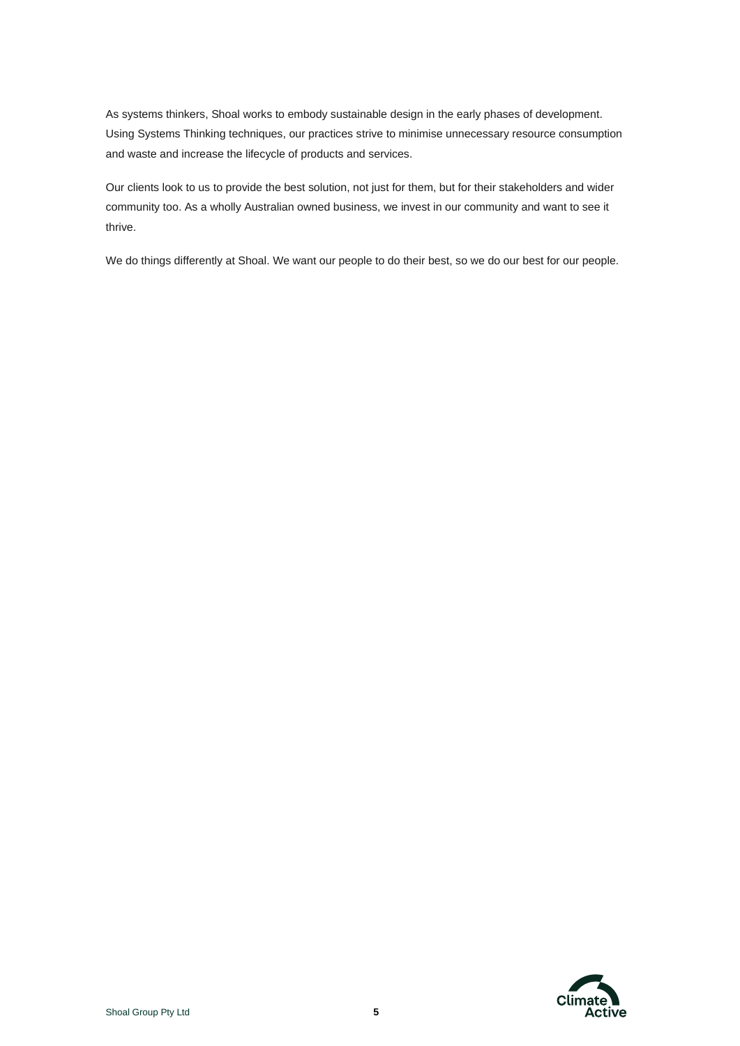As systems thinkers, Shoal works to embody sustainable design in the early phases of development. Using Systems Thinking techniques, our practices strive to minimise unnecessary resource consumption and waste and increase the lifecycle of products and services.

Our clients look to us to provide the best solution, not just for them, but for their stakeholders and wider community too. As a wholly Australian owned business, we invest in our community and want to see it thrive.

We do things differently at Shoal. We want our people to do their best, so we do our best for our people.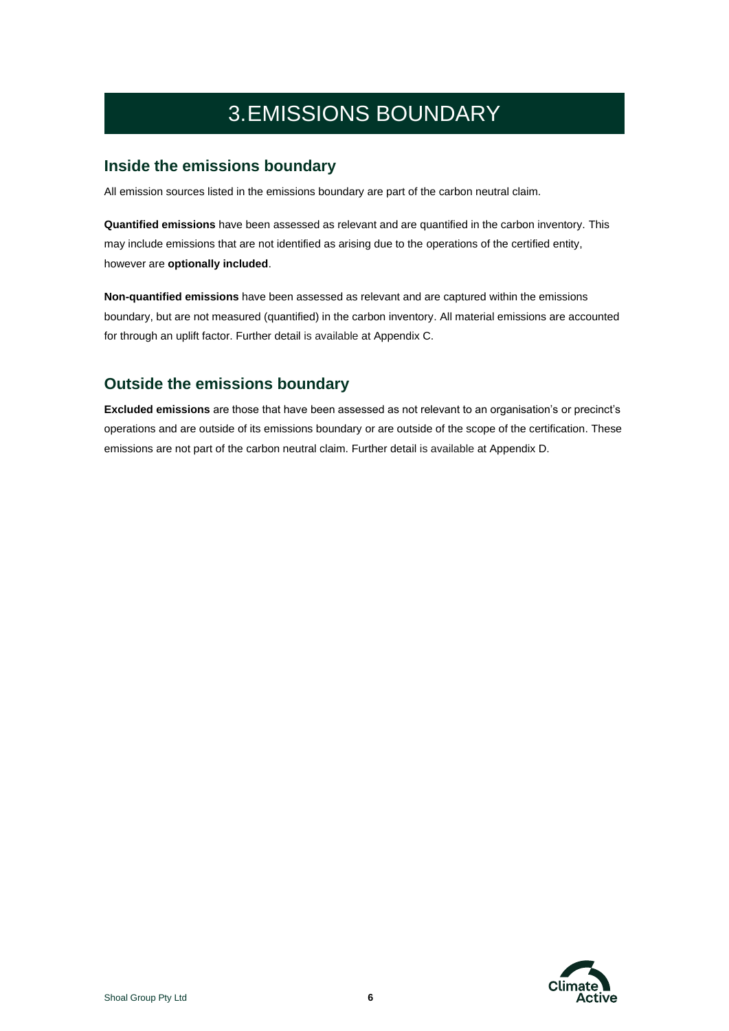# 3. EMISSIONS BOUNDARY

## Inside the emissions boundary

All emission sources listed in the emissions boundary are part of the carbon neutral claim.

**Quantified emissions** have been assessed as relevant and are quantified in the carbon inventory. This may include emissions that are not identified as arising due to the operations of the certified entity, however are **optionally included**.

**Non-quantified emissions** have been assessed as relevant and are captured within the emissions boundary, but are not measured (quantified) in the carbon inventory. All material emissions are accounted for through an uplift factor. Further detail is available at Appendix C.

## Outside the emissions boundary

**Excluded emissions** are those that have been assessed as not relevant to an organisation's or precinct's operations and are outside of its emissions boundary or are outside of the scope of the certification. These emissions are not part of the carbon neutral claim. Further detail is available at Appendix D.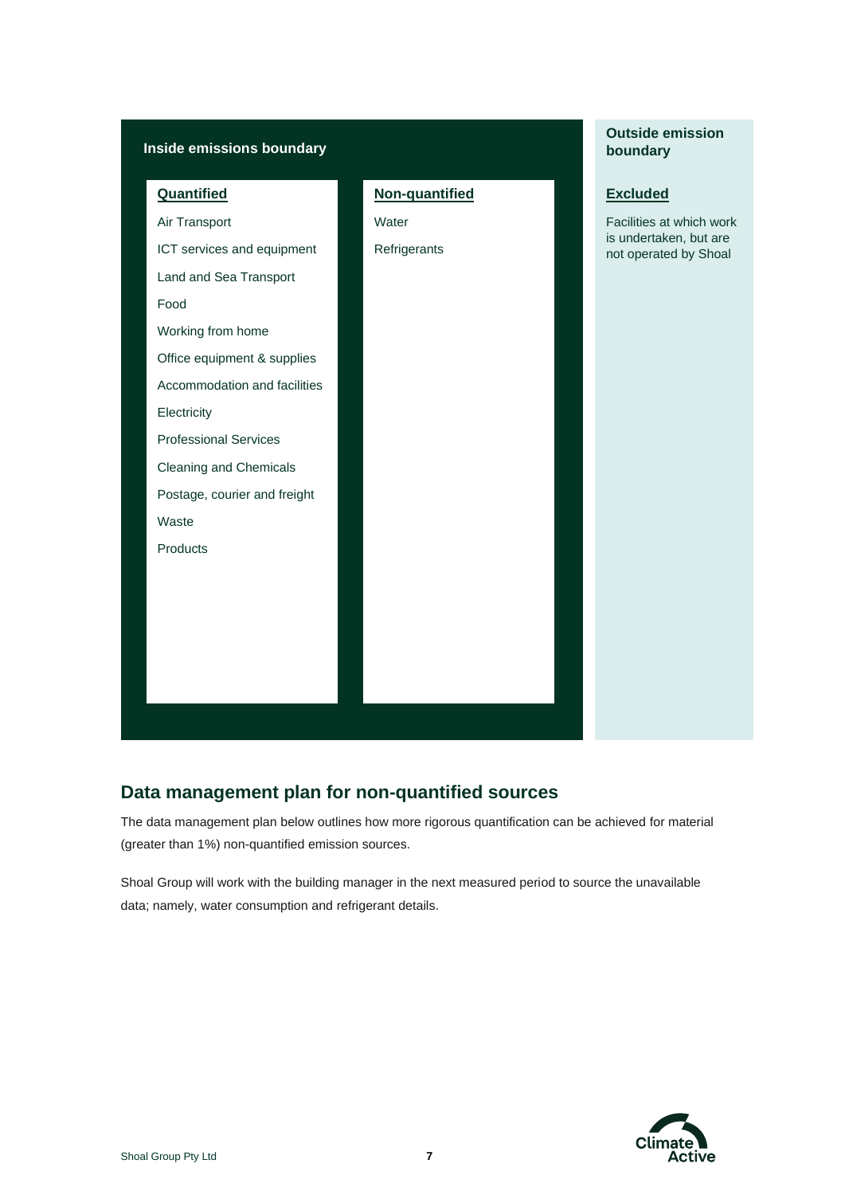| Inside emissions boundary | | Outside emission boundary |
|---|---|---|
| **Quantified** | **Non-quantified** | **Excluded** |
| Air Transport | Water | Facilities at which work is undertaken, but are not operated by Shoal |
| ICT services and equipment | Refrigerants | |
| Land and Sea Transport | | |
| Food | | |
| Working from home | | |
| Office equipment & supplies | | |
| Accommodation and facilities | | |
| Electricity | | |
| Professional Services | | |
| Cleaning and Chemicals | | |
| Postage, courier and freight | | |
| Waste | | |
| Products | | |

## Data management plan for non-quantified sources

The data management plan below outlines how more rigorous quantification can be achieved for material (greater than 1%) non-quantified emission sources.

Shoal Group will work with the building manager in the next measured period to source the unavailable data; namely, water consumption and refrigerant details.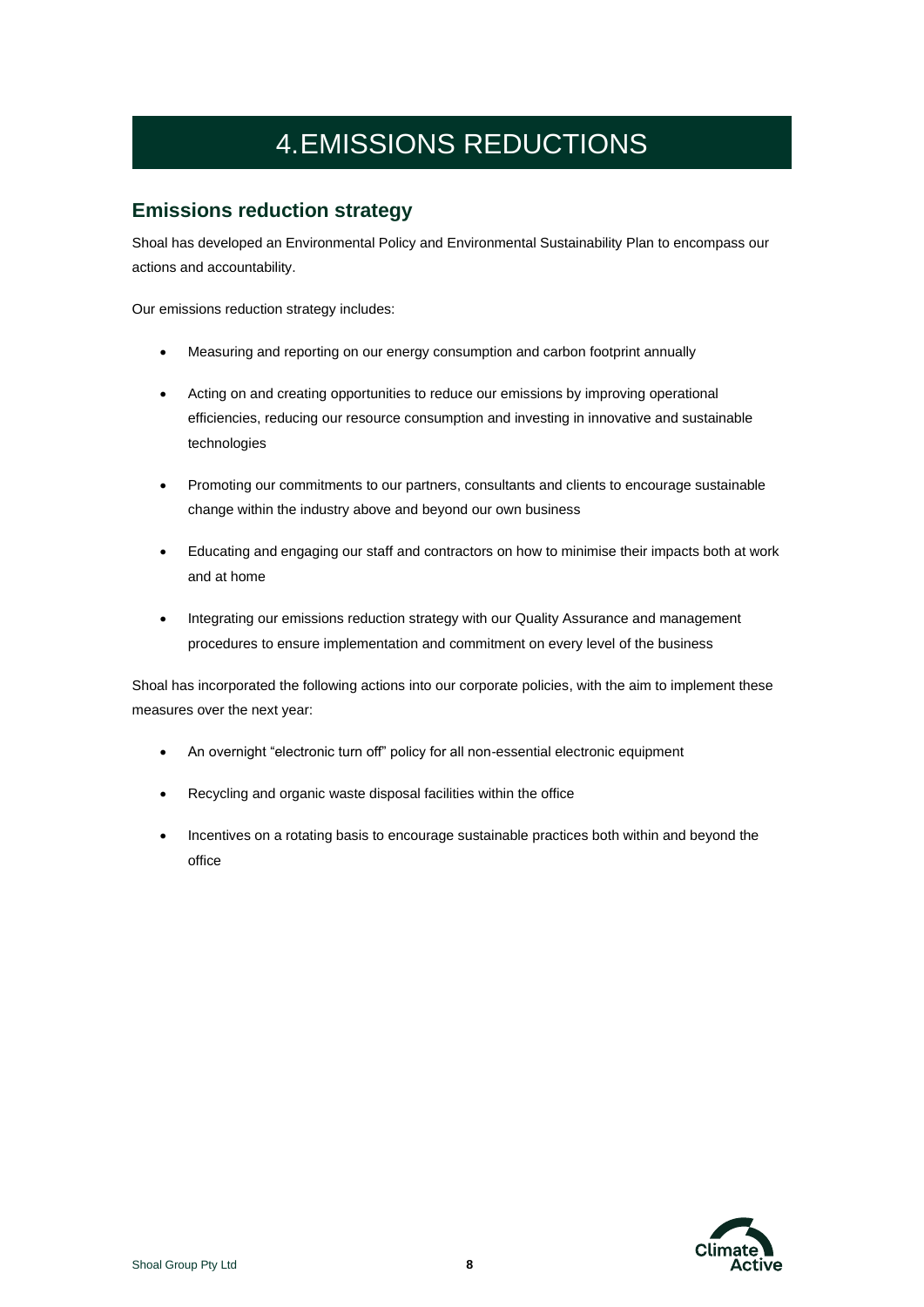# 4. EMISSIONS REDUCTIONS

## Emissions reduction strategy

Shoal has developed an Environmental Policy and Environmental Sustainability Plan to encompass our actions and accountability.

Our emissions reduction strategy includes:

- Measuring and reporting on our energy consumption and carbon footprint annually
- Acting on and creating opportunities to reduce our emissions by improving operational efficiencies, reducing our resource consumption and investing in innovative and sustainable technologies
- Promoting our commitments to our partners, consultants and clients to encourage sustainable change within the industry above and beyond our own business
- Educating and engaging our staff and contractors on how to minimise their impacts both at work and at home
- Integrating our emissions reduction strategy with our Quality Assurance and management procedures to ensure implementation and commitment on every level of the business

Shoal has incorporated the following actions into our corporate policies, with the aim to implement these measures over the next year:

- An overnight "electronic turn off" policy for all non-essential electronic equipment
- Recycling and organic waste disposal facilities within the office
- Incentives on a rotating basis to encourage sustainable practices both within and beyond the office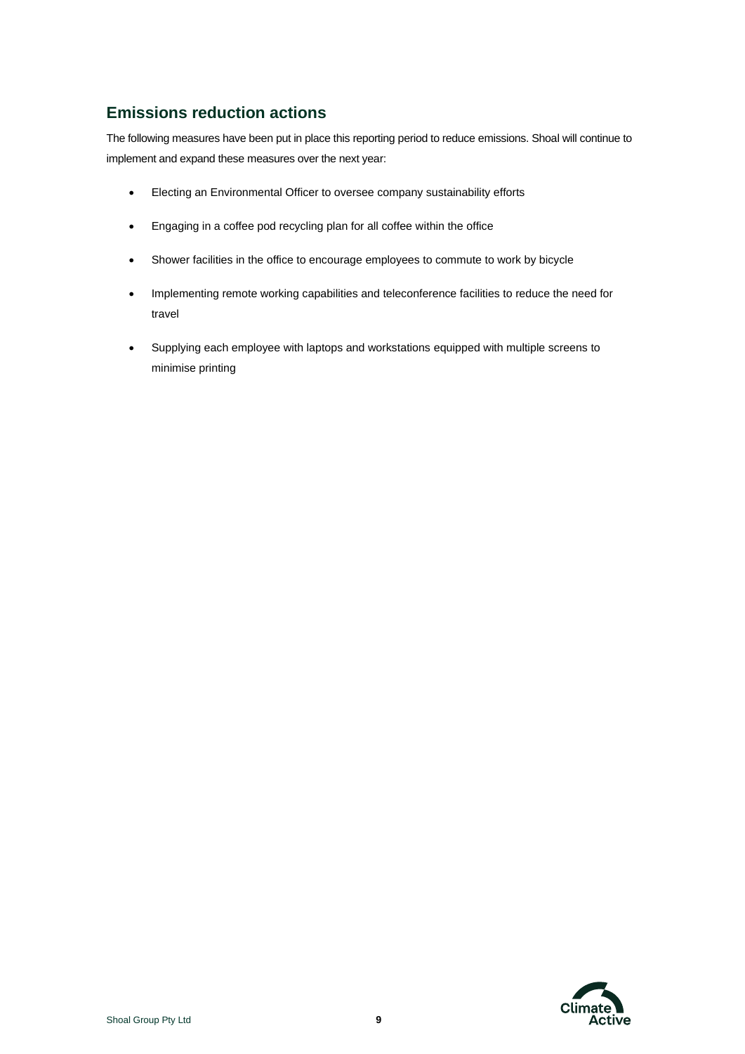## Emissions reduction actions

The following measures have been put in place this reporting period to reduce emissions. Shoal will continue to implement and expand these measures over the next year:

- Electing an Environmental Officer to oversee company sustainability efforts
- Engaging in a coffee pod recycling plan for all coffee within the office
- Shower facilities in the office to encourage employees to commute to work by bicycle
- Implementing remote working capabilities and teleconference facilities to reduce the need for travel
- Supplying each employee with laptops and workstations equipped with multiple screens to minimise printing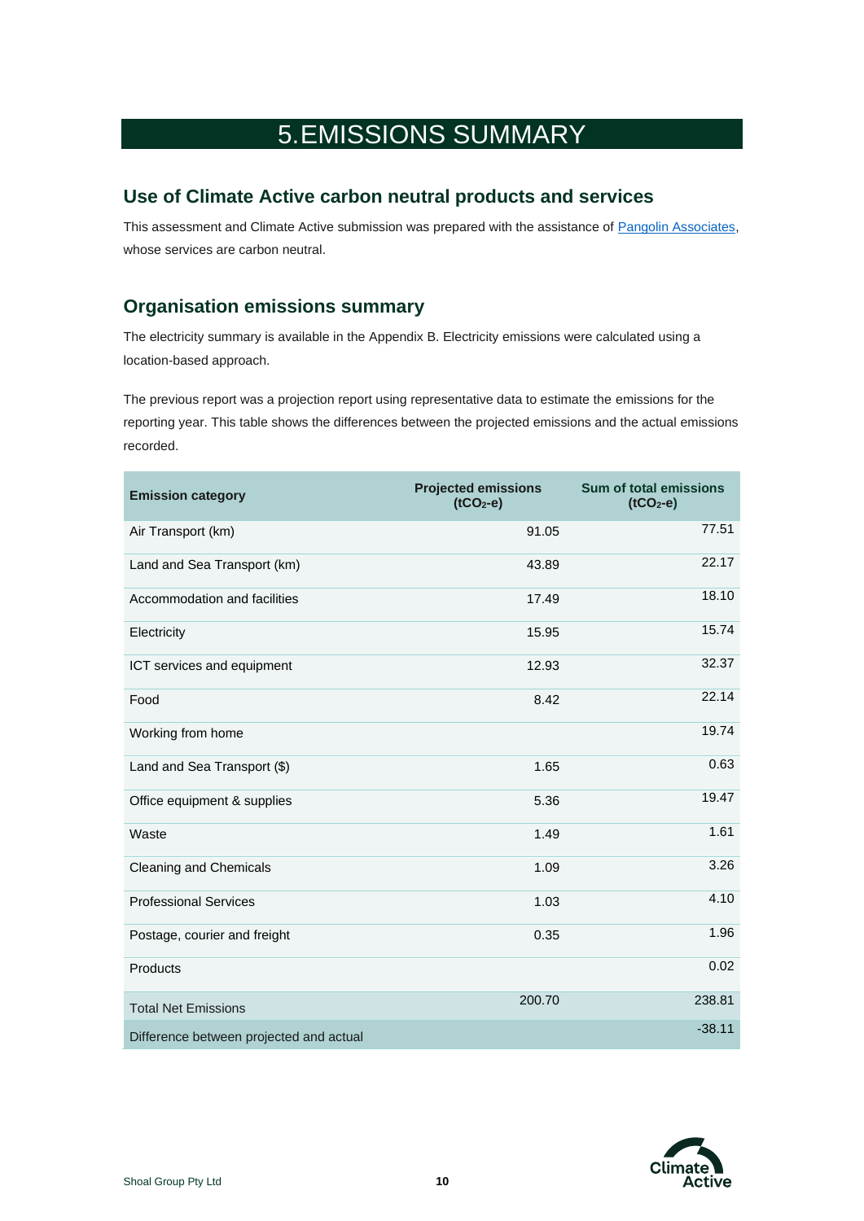# 5. EMISSIONS SUMMARY

## Use of Climate Active carbon neutral products and services

This assessment and Climate Active submission was prepared with the assistance of Pangolin Associates, whose services are carbon neutral.

## Organisation emissions summary

The electricity summary is available in the Appendix B. Electricity emissions were calculated using a location-based approach.

The previous report was a projection report using representative data to estimate the emissions for the reporting year. This table shows the differences between the projected emissions and the actual emissions recorded.

| Emission category | Projected emissions ($tCO_2$-e) | Sum of total emissions ($tCO_2$-e) |
|---|---|---|
| Air Transport (km) | 91.05 | 77.51 |
| Land and Sea Transport (km) | 43.89 | 22.17 |
| Accommodation and facilities | 17.49 | 18.10 |
| Electricity | 15.95 | 15.74 |
| ICT services and equipment | 12.93 | 32.37 |
| Food | 8.42 | 22.14 |
| Working from home | | 19.74 |
| Land and Sea Transport ($) | 1.65 | 0.63 |
| Office equipment & supplies | 5.36 | 19.47 |
| Waste | 1.49 | 1.61 |
| Cleaning and Chemicals | 1.09 | 3.26 |
| Professional Services | 1.03 | 4.10 |
| Postage, courier and freight | 0.35 | 1.96 |
| Products | | 0.02 |
| Total Net Emissions | 200.70 | 238.81 |
| Difference between projected and actual | | -38.11 |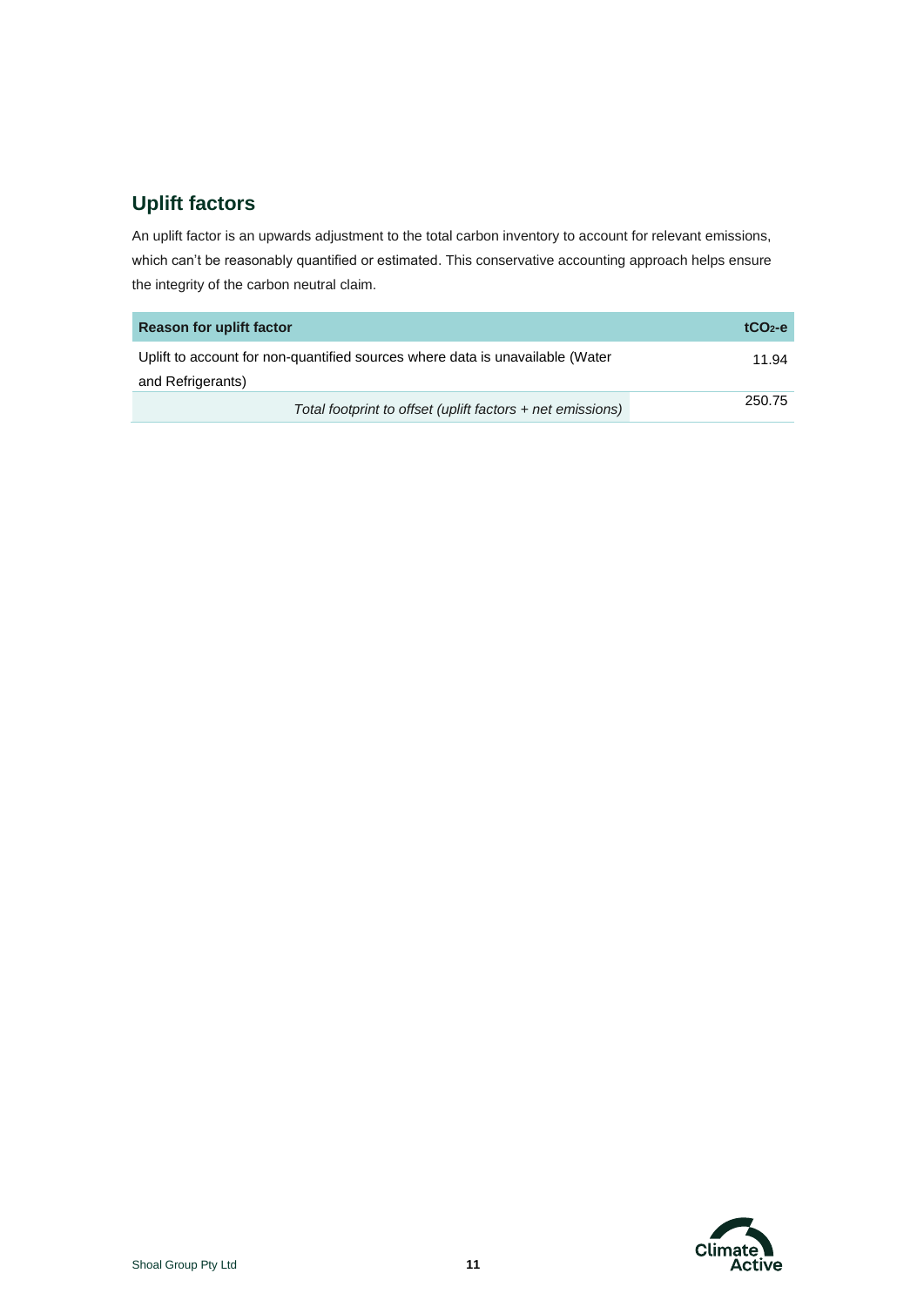## Uplift factors

An uplift factor is an upwards adjustment to the total carbon inventory to account for relevant emissions, which can't be reasonably quantified or estimated. This conservative accounting approach helps ensure the integrity of the carbon neutral claim.

| Reason for uplift factor | $tCO_2$-e |
|---|---|
| Uplift to account for non-quantified sources where data is unavailable (Water and Refrigerants) | 11.94 |
| *Total footprint to offset (uplift factors + net emissions)* | 250.75 |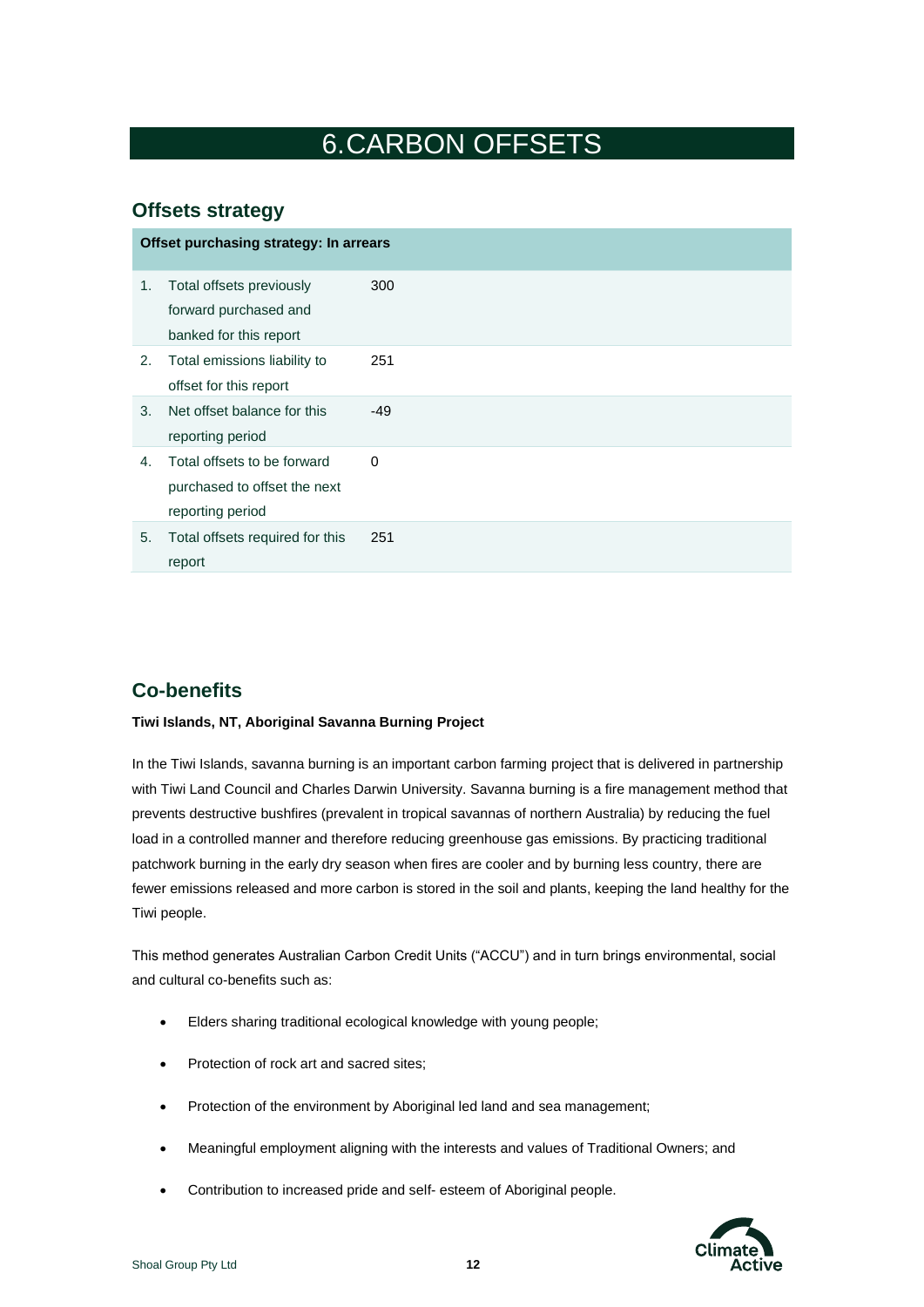# 6. CARBON OFFSETS

## Offsets strategy

| Offset purchasing strategy: In arrears | | |
|---|---|---|
| 1. | Total offsets previously forward purchased and banked for this report | 300 |
| 2. | Total emissions liability to offset for this report | 251 |
| 3. | Net offset balance for this reporting period | -49 |
| 4. | Total offsets to be forward purchased to offset the next reporting period | 0 |
| 5. | Total offsets required for this report | 251 |

## Co-benefits

**Tiwi Islands, NT, Aboriginal Savanna Burning Project**

In the Tiwi Islands, savanna burning is an important carbon farming project that is delivered in partnership with Tiwi Land Council and Charles Darwin University. Savanna burning is a fire management method that prevents destructive bushfires (prevalent in tropical savannas of northern Australia) by reducing the fuel load in a controlled manner and therefore reducing greenhouse gas emissions. By practicing traditional patchwork burning in the early dry season when fires are cooler and by burning less country, there are fewer emissions released and more carbon is stored in the soil and plants, keeping the land healthy for the Tiwi people.

This method generates Australian Carbon Credit Units ("ACCU") and in turn brings environmental, social and cultural co-benefits such as:

- Elders sharing traditional ecological knowledge with young people;
- Protection of rock art and sacred sites;
- Protection of the environment by Aboriginal led land and sea management;
- Meaningful employment aligning with the interests and values of Traditional Owners; and
- Contribution to increased pride and self- esteem of Aboriginal people.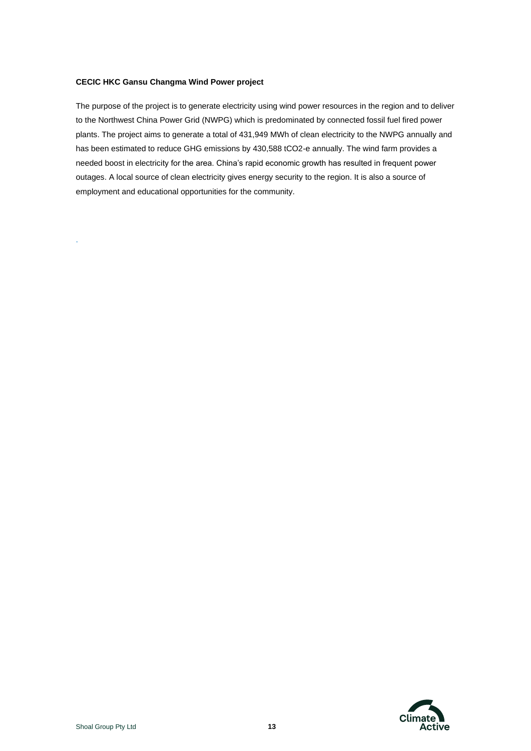**CECIC HKC Gansu Changma Wind Power project**

The purpose of the project is to generate electricity using wind power resources in the region and to deliver to the Northwest China Power Grid (NWPG) which is predominated by connected fossil fuel fired power plants. The project aims to generate a total of 431,949 MWh of clean electricity to the NWPG annually and has been estimated to reduce GHG emissions by 430,588 $tCO_2$-e annually. The wind farm provides a needed boost in electricity for the area. China's rapid economic growth has resulted in frequent power outages. A local source of clean electricity gives energy security to the region. It is also a source of employment and educational opportunities for the community.

.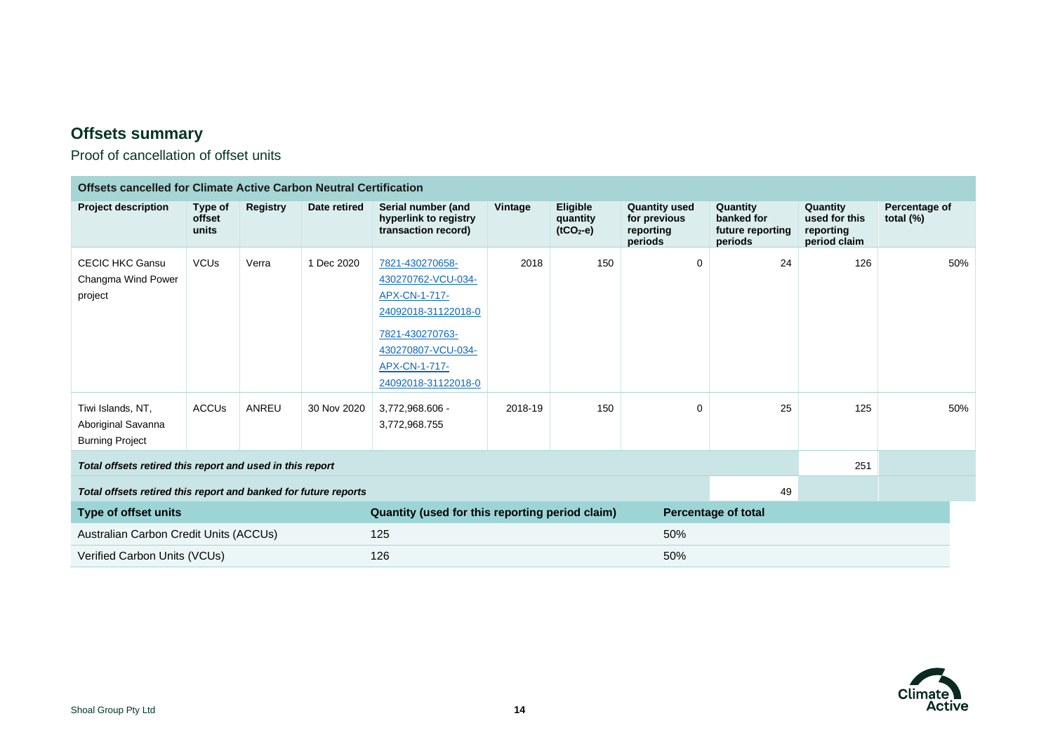## Offsets summary

Proof of cancellation of offset units

| Offsets cancelled for Climate Active Carbon Neutral Certification | | | | | | | | | | |
|---|---|---|---|---|---|---|---|---|---|---|
| **Project description** | **Type of offset units** | **Registry** | **Date retired** | **Serial number (and hyperlink to registry transaction record)** | **Vintage** | **Eligible quantity ($tCO_2$-e)** | **Quantity used for previous reporting periods** | **Quantity banked for future reporting periods** | **Quantity used for this reporting period claim** | **Percentage of total (%)** |
| CECIC HKC Gansu Changma Wind Power project | VCUs | Verra | 1 Dec 2020 | 7821-430270658-430270762-VCU-034-APX-CN-1-717-24092018-31122018-0<br>7821-430270763-430270807-VCU-034-APX-CN-1-717-24092018-31122018-0 | 2018 | 150 | 0 | 24 | 126 | 50% |
| Tiwi Islands, NT, Aboriginal Savanna Burning Project | ACCUs | ANREU | 30 Nov 2020 | 3,772,968.606 - 3,772,968.755 | 2018-19 | 150 | 0 | 25 | 125 | 50% |
| ***Total offsets retired this report and used in this report*** | | | | | | | | | 251 | |
| ***Total offsets retired this report and banked for future reports*** | | | | | | | | 49 | | |

| Type of offset units | Quantity (used for this reporting period claim) | Percentage of total |
|---|---|---|
| Australian Carbon Credit Units (ACCUs) | 125 | 50% |
| Verified Carbon Units (VCUs) | 126 | 50% |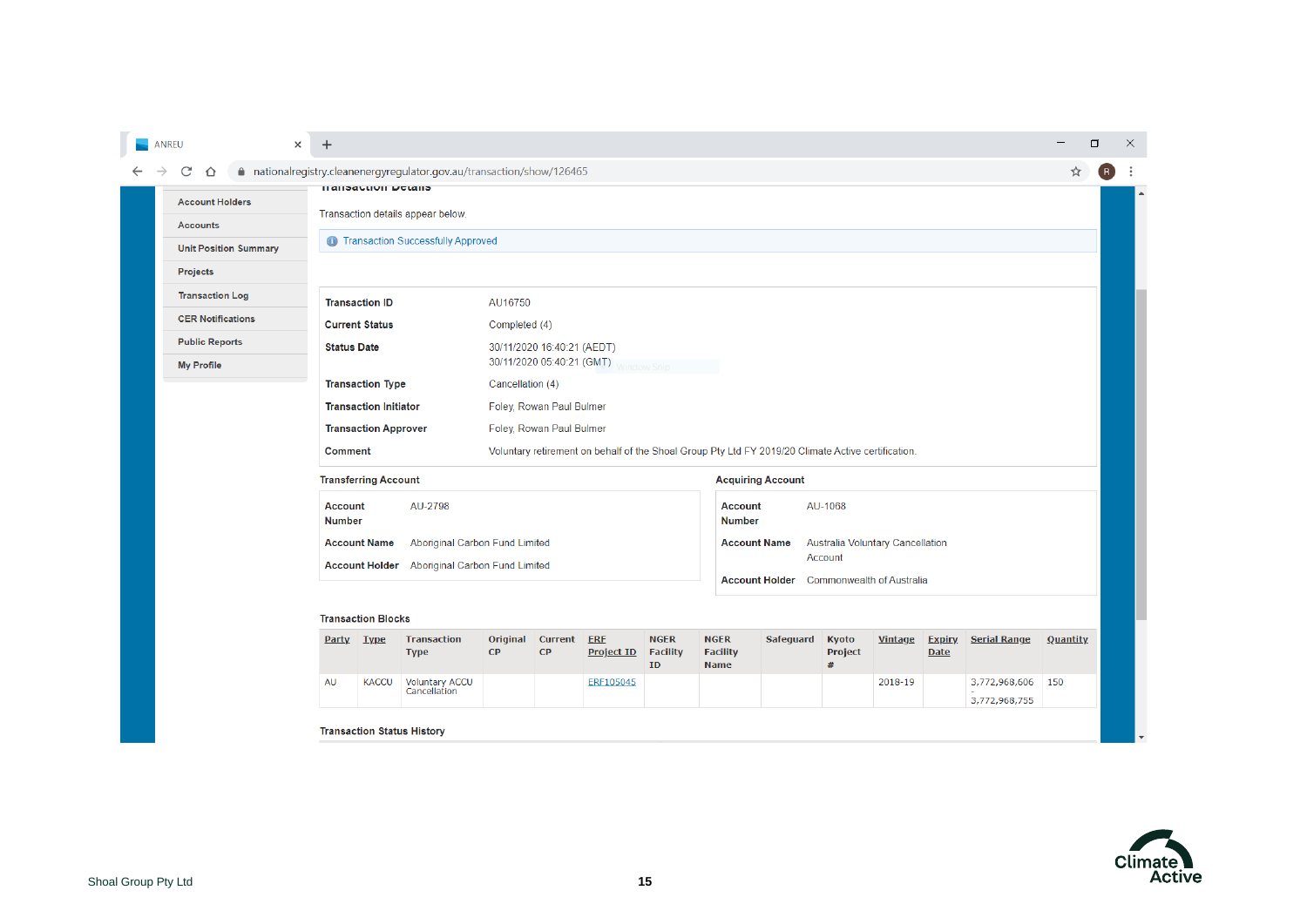Transaction Details

Transaction details appear below.

Transaction Successfully Approved

| | |
|---|---|
| **Transaction ID** | AU16750 |
| **Current Status** | Completed (4) |
| **Status Date** | 30/11/2020 16:40:21 (AEDT)<br>30/11/2020 05:40:21 (GMT) |
| **Transaction Type** | Cancellation (4) |
| **Transaction Initiator** | Foley, Rowan Paul Bulmer |
| **Transaction Approver** | Foley, Rowan Paul Bulmer |
| **Comment** | Voluntary retirement on behalf of the Shoal Group Pty Ltd FY 2019/20 Climate Active certification. |

**Transferring Account**

| | |
|---|---|
| **Account Number** | AU-2798 |
| **Account Name** | Aboriginal Carbon Fund Limited |
| **Account Holder** | Aboriginal Carbon Fund Limited |

**Acquiring Account**

| | |
|---|---|
| **Account Number** | AU-1068 |
| **Account Name** | Australia Voluntary Cancellation Account |
| **Account Holder** | Commonwealth of Australia |

**Transaction Blocks**

| Party | Type | Transaction Type | Original CP | Current CP | ERF Project ID | NGER Facility ID | NGER Facility Name | Safeguard | Kyoto Project # | Vintage | Expiry Date | Serial Range | Quantity |
|---|---|---|---|---|---|---|---|---|---|---|---|---|---|
| AU | KACCU | Voluntary ACCU Cancellation | | | ERF105045 | | | | | 2018-19 | | 3,772,968,606 - 3,772,968,755 | 150 |

**Transaction Status History**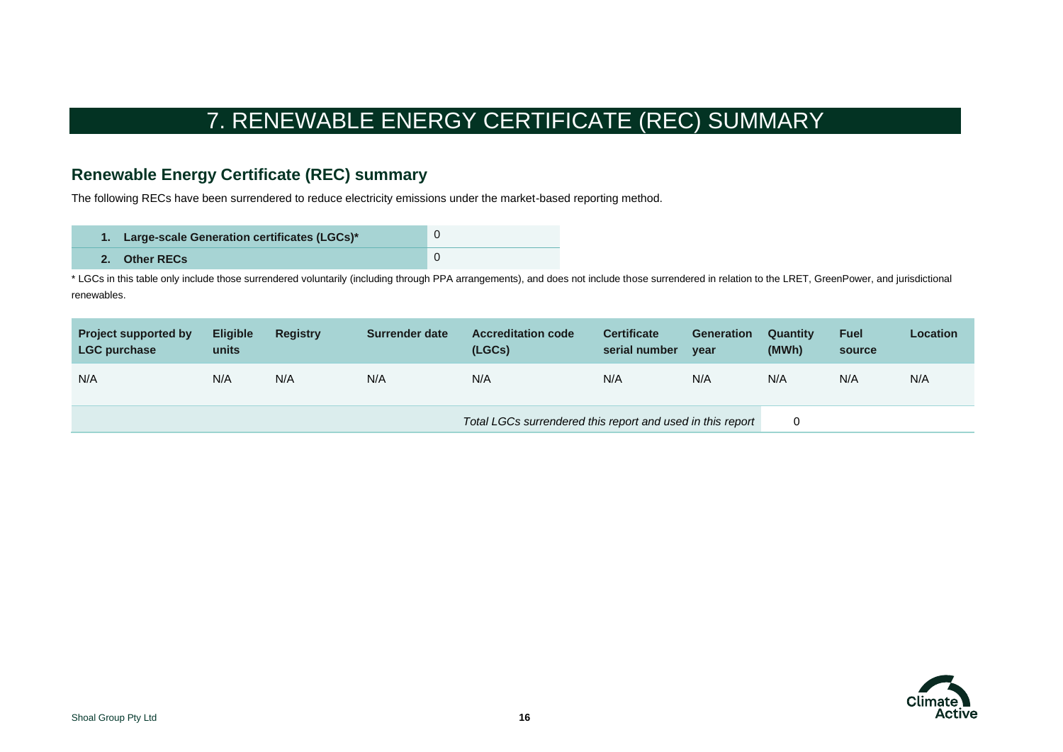# 7. RENEWABLE ENERGY CERTIFICATE (REC) SUMMARY

## Renewable Energy Certificate (REC) summary

The following RECs have been surrendered to reduce electricity emissions under the market-based reporting method.

| | |
|---|---|
| **1. Large-scale Generation certificates (LGCs)*** | 0 |
| **2. Other RECs** | 0 |

\* LGCs in this table only include those surrendered voluntarily (including through PPA arrangements), and does not include those surrendered in relation to the LRET, GreenPower, and jurisdictional renewables.

| Project supported by LGC purchase | Eligible units | Registry | Surrender date | Accreditation code (LGCs) | Certificate serial number | Generation year | Quantity (MWh) | Fuel source | Location |
|---|---|---|---|---|---|---|---|---|---|
| N/A | N/A | N/A | N/A | N/A | N/A | N/A | N/A | N/A | N/A |
| | | | | *Total LGCs surrendered this report and used in this report* | | | 0 | | |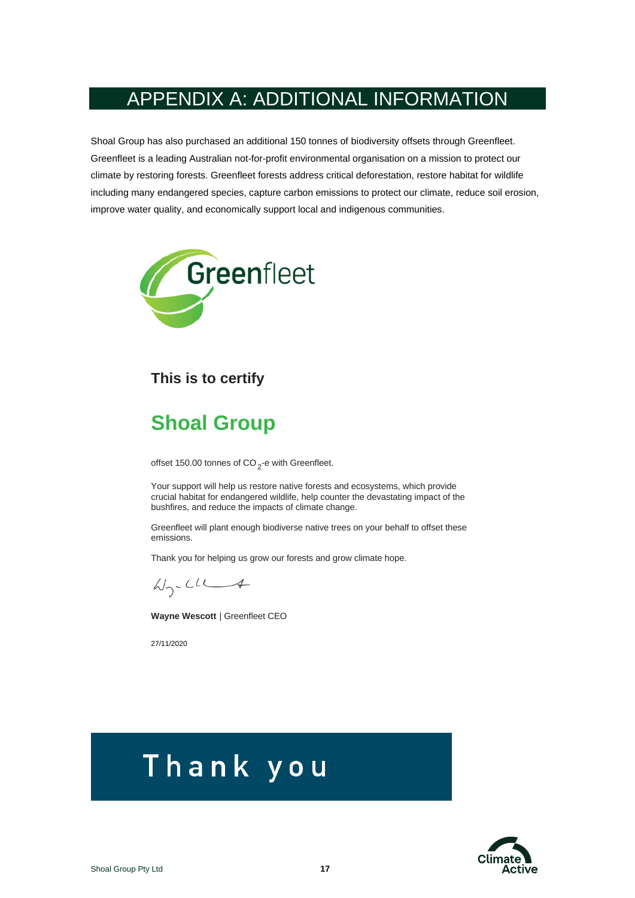# APPENDIX A: ADDITIONAL INFORMATION

Shoal Group has also purchased an additional 150 tonnes of biodiversity offsets through Greenfleet. Greenfleet is a leading Australian not-for-profit environmental organisation on a mission to protect our climate by restoring forests. Greenfleet forests address critical deforestation, restore habitat for wildlife including many endangered species, capture carbon emissions to protect our climate, reduce soil erosion, improve water quality, and economically support local and indigenous communities.

Greenfleet

**This is to certify**

## Shoal Group

offset 150.00 tonnes of $CO_2$-e with Greenfleet.

Your support will help us restore native forests and ecosystems, which provide crucial habitat for endangered wildlife, help counter the devastating impact of the bushfires, and reduce the impacts of climate change.

Greenfleet will plant enough biodiverse native trees on your behalf to offset these emissions.

Thank you for helping us grow our forests and grow climate hope.

**Wayne Wescott** | Greenfleet CEO

27/11/2020

# Thank you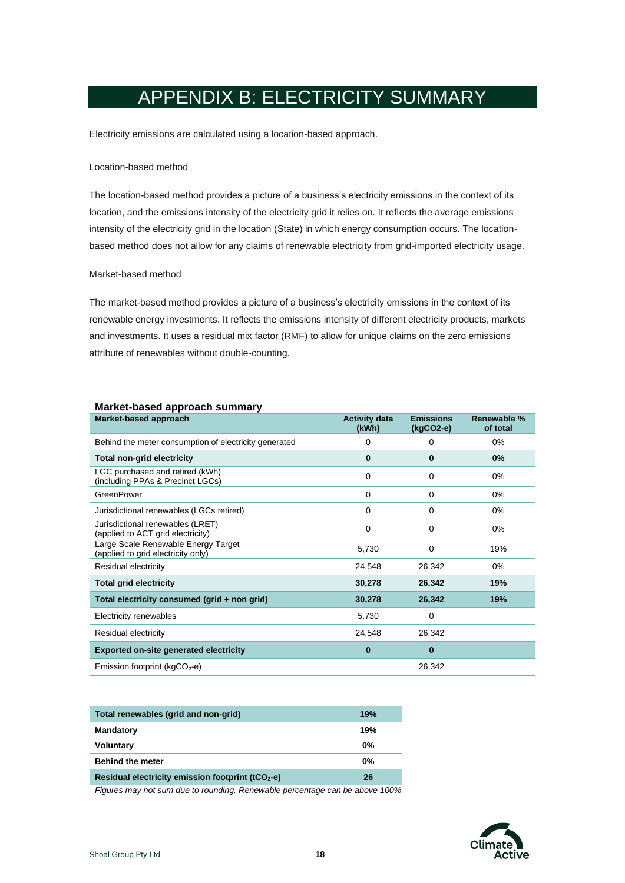# APPENDIX B: ELECTRICITY SUMMARY

Electricity emissions are calculated using a location-based approach.

Location-based method

The location-based method provides a picture of a business's electricity emissions in the context of its location, and the emissions intensity of the electricity grid it relies on. It reflects the average emissions intensity of the electricity grid in the location (State) in which energy consumption occurs. The location-based method does not allow for any claims of renewable electricity from grid-imported electricity usage.

Market-based method

The market-based method provides a picture of a business's electricity emissions in the context of its renewable energy investments. It reflects the emissions intensity of different electricity products, markets and investments. It uses a residual mix factor (RMF) to allow for unique claims on the zero emissions attribute of renewables without double-counting.

**Market-based approach summary**

| Market-based approach | Activity data (kWh) | Emissions (kgCO2-e) | Renewable % of total |
|---|---|---|---|
| Behind the meter consumption of electricity generated | 0 | 0 | 0% |
| **Total non-grid electricity** | **0** | **0** | **0%** |
| LGC purchased and retired (kWh) (including PPAs & Precinct LGCs) | 0 | 0 | 0% |
| GreenPower | 0 | 0 | 0% |
| Jurisdictional renewables (LGCs retired) | 0 | 0 | 0% |
| Jurisdictional renewables (LRET) (applied to ACT grid electricity) | 0 | 0 | 0% |
| Large Scale Renewable Energy Target (applied to grid electricity only) | 5,730 | 0 | 19% |
| Residual electricity | 24,548 | 26,342 | 0% |
| **Total grid electricity** | **30,278** | **26,342** | **19%** |
| **Total electricity consumed (grid + non grid)** | **30,278** | **26,342** | **19%** |
| Electricity renewables | 5,730 | 0 | |
| Residual electricity | 24,548 | 26,342 | |
| **Exported on-site generated electricity** | **0** | **0** | |
| Emission footprint ($kgCO_2$-e) | | 26,342 | |

| Total renewables (grid and non-grid) | 19% |
|---|---|
| **Mandatory** | **19%** |
| **Voluntary** | **0%** |
| **Behind the meter** | **0%** |
| **Residual electricity emission footprint ($tCO_2$-e)** | **26** |

*Figures may not sum due to rounding. Renewable percentage can be above 100%*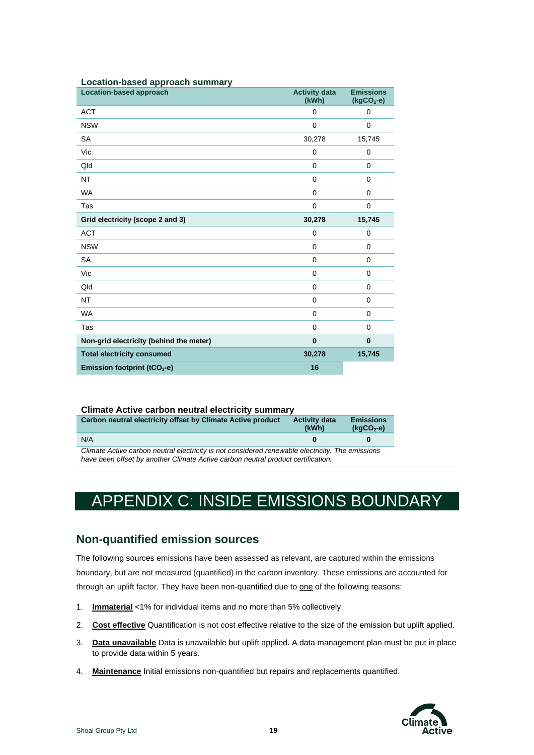**Location-based approach summary**

| Location-based approach | Activity data (kWh) | Emissions ($kgCO_2$-e) |
|---|---|---|
| ACT | 0 | 0 |
| NSW | 0 | 0 |
| SA | 30,278 | 15,745 |
| Vic | 0 | 0 |
| Qld | 0 | 0 |
| NT | 0 | 0 |
| WA | 0 | 0 |
| Tas | 0 | 0 |
| **Grid electricity (scope 2 and 3)** | **30,278** | **15,745** |
| ACT | 0 | 0 |
| NSW | 0 | 0 |
| SA | 0 | 0 |
| Vic | 0 | 0 |
| Qld | 0 | 0 |
| NT | 0 | 0 |
| WA | 0 | 0 |
| Tas | 0 | 0 |
| **Non-grid electricity (behind the meter)** | **0** | **0** |
| **Total electricity consumed** | **30,278** | **15,745** |
| **Emission footprint ($tCO_2$-e)** | **16** | |

**Climate Active carbon neutral electricity summary**

| Carbon neutral electricity offset by Climate Active product | Activity data (kWh) | Emissions ($kgCO_2$-e) |
|---|---|---|
| N/A | **0** | **0** |

*Climate Active carbon neutral electricity is not considered renewable electricity. The emissions have been offset by another Climate Active carbon neutral product certification.*

# APPENDIX C: INSIDE EMISSIONS BOUNDARY

## Non-quantified emission sources

The following sources emissions have been assessed as relevant, are captured within the emissions boundary, but are not measured (quantified) in the carbon inventory. These emissions are accounted for through an uplift factor. They have been non-quantified due to one of the following reasons:

1. **Immaterial** <1% for individual items and no more than 5% collectively
2. **Cost effective** Quantification is not cost effective relative to the size of the emission but uplift applied.
3. **Data unavailable** Data is unavailable but uplift applied. A data management plan must be put in place to provide data within 5 years.
4. **Maintenance** Initial emissions non-quantified but repairs and replacements quantified.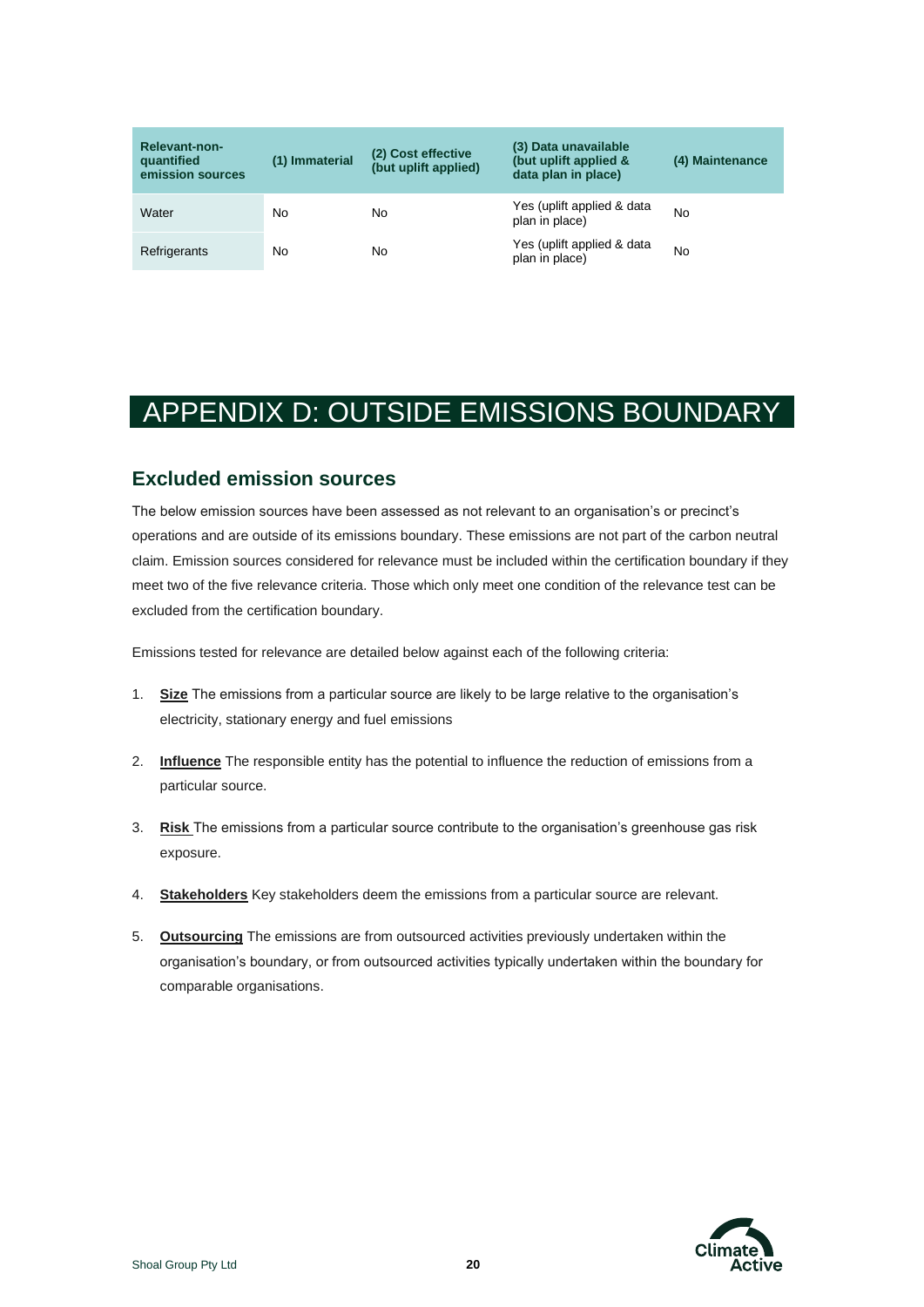| Relevant-non-quantified emission sources | (1) Immaterial | (2) Cost effective (but uplift applied) | (3) Data unavailable (but uplift applied & data plan in place) | (4) Maintenance |
|---|---|---|---|---|
| Water | No | No | Yes (uplift applied & data plan in place) | No |
| Refrigerants | No | No | Yes (uplift applied & data plan in place) | No |

# APPENDIX D: OUTSIDE EMISSIONS BOUNDARY

## Excluded emission sources

The below emission sources have been assessed as not relevant to an organisation's or precinct's operations and are outside of its emissions boundary. These emissions are not part of the carbon neutral claim. Emission sources considered for relevance must be included within the certification boundary if they meet two of the five relevance criteria. Those which only meet one condition of the relevance test can be excluded from the certification boundary.

Emissions tested for relevance are detailed below against each of the following criteria:

1. **Size** The emissions from a particular source are likely to be large relative to the organisation's electricity, stationary energy and fuel emissions
2. **Influence** The responsible entity has the potential to influence the reduction of emissions from a particular source.
3. **Risk** The emissions from a particular source contribute to the organisation's greenhouse gas risk exposure.
4. **Stakeholders** Key stakeholders deem the emissions from a particular source are relevant.
5. **Outsourcing** The emissions are from outsourced activities previously undertaken within the organisation's boundary, or from outsourced activities typically undertaken within the boundary for comparable organisations.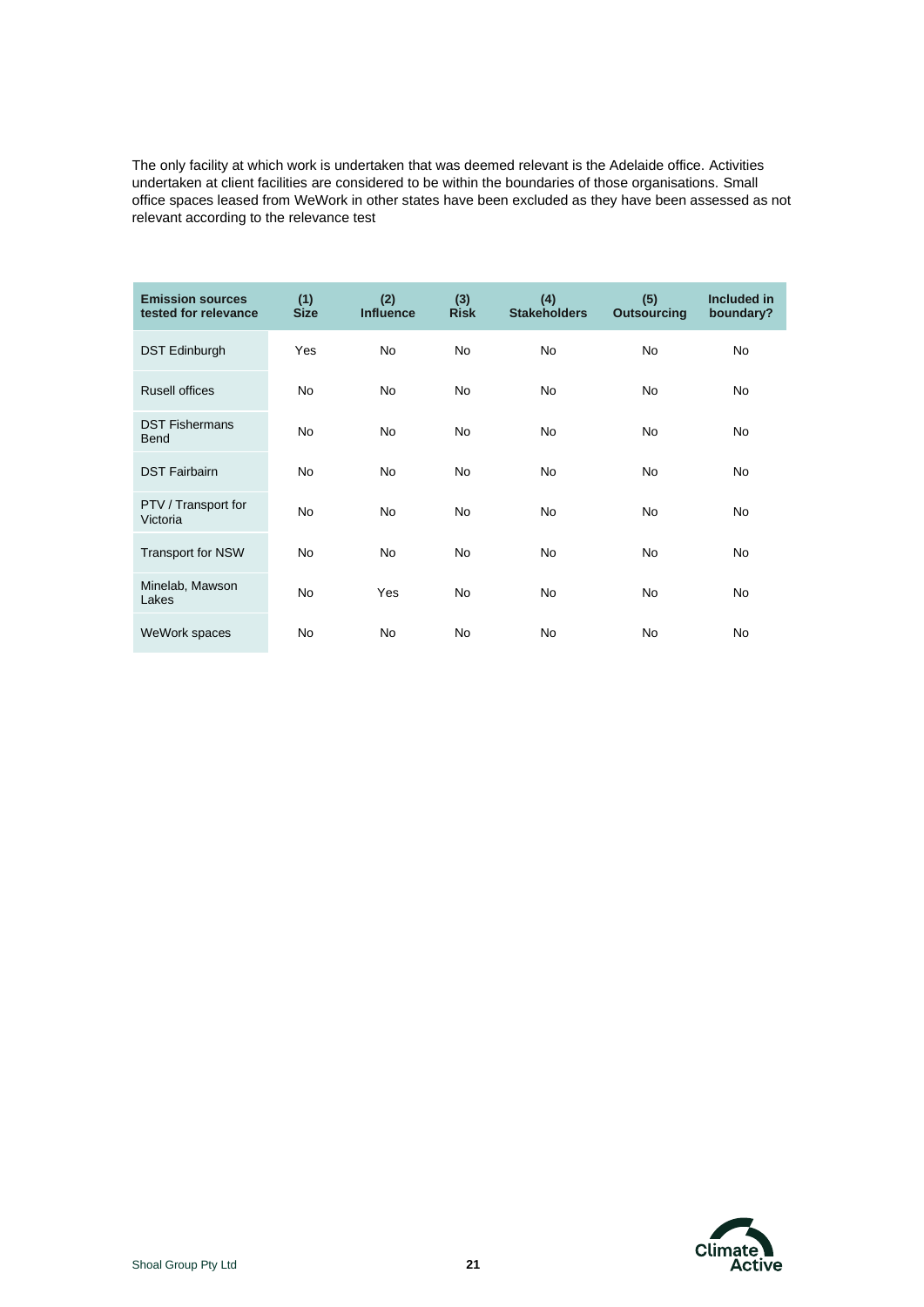The only facility at which work is undertaken that was deemed relevant is the Adelaide office. Activities undertaken at client facilities are considered to be within the boundaries of those organisations. Small office spaces leased from WeWork in other states have been excluded as they have been assessed as not relevant according to the relevance test

| Emission sources tested for relevance | (1) Size | (2) Influence | (3) Risk | (4) Stakeholders | (5) Outsourcing | Included in boundary? |
|---|---|---|---|---|---|---|
| DST Edinburgh | Yes | No | No | No | No | No |
| Rusell offices | No | No | No | No | No | No |
| DST Fishermans Bend | No | No | No | No | No | No |
| DST Fairbairn | No | No | No | No | No | No |
| PTV / Transport for Victoria | No | No | No | No | No | No |
| Transport for NSW | No | No | No | No | No | No |
| Minelab, Mawson Lakes | No | Yes | No | No | No | No |
| WeWork spaces | No | No | No | No | No | No |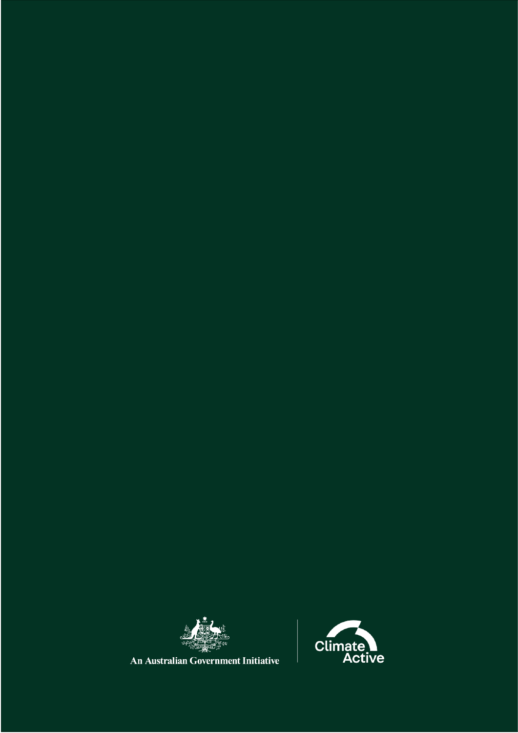An Australian Government Initiative

Climate Active